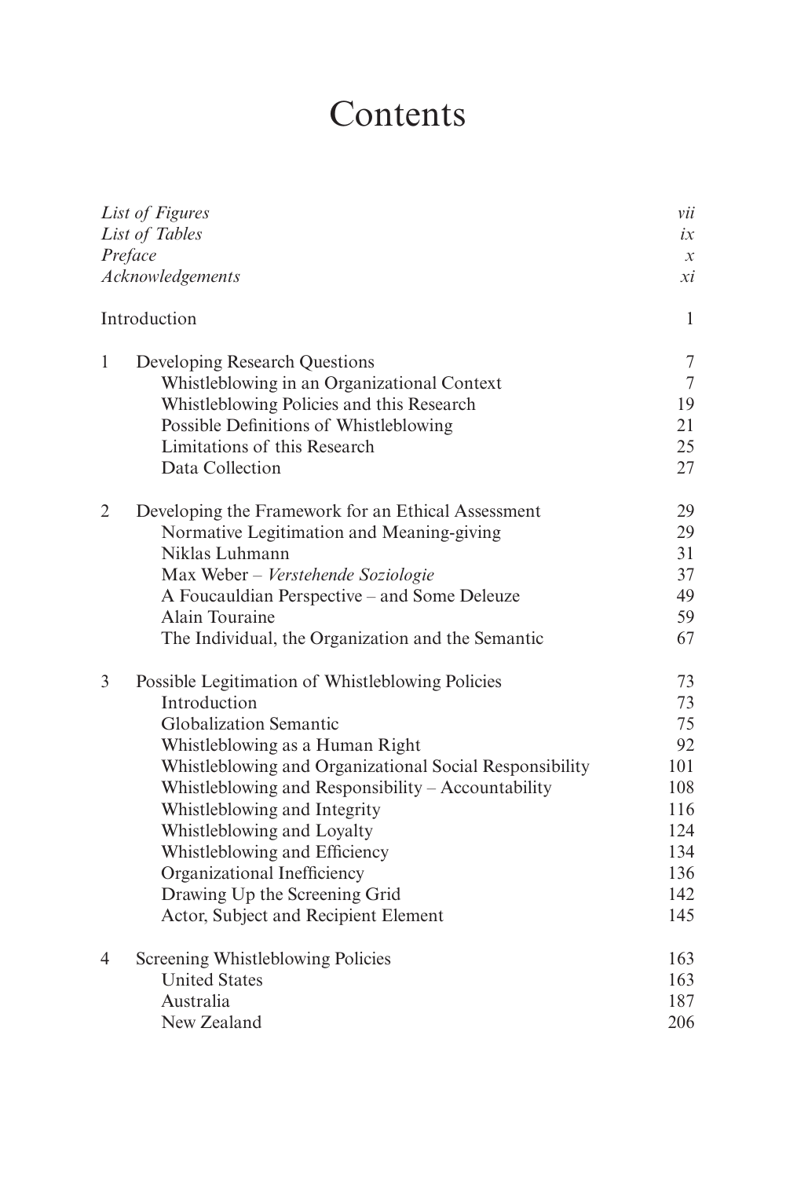# Contents

| | | |
|---|---|---|
| *List of Figures* | | *vii* |
| *List of Tables* | | *ix* |
| *Preface* | | *x* |
| *Acknowledgements* | | *xi* |
| Introduction | | 1 |
| 1 | Developing Research Questions | 7 |
| | Whistleblowing in an Organizational Context | 7 |
| | Whistleblowing Policies and this Research | 19 |
| | Possible Definitions of Whistleblowing | 21 |
| | Limitations of this Research | 25 |
| | Data Collection | 27 |
| 2 | Developing the Framework for an Ethical Assessment | 29 |
| | Normative Legitimation and Meaning-giving | 29 |
| | Niklas Luhmann | 31 |
| | Max Weber – *Verstehende Soziologie* | 37 |
| | A Foucauldian Perspective – and Some Deleuze | 49 |
| | Alain Touraine | 59 |
| | The Individual, the Organization and the Semantic | 67 |
| 3 | Possible Legitimation of Whistleblowing Policies | 73 |
| | Introduction | 73 |
| | Globalization Semantic | 75 |
| | Whistleblowing as a Human Right | 92 |
| | Whistleblowing and Organizational Social Responsibility | 101 |
| | Whistleblowing and Responsibility – Accountability | 108 |
| | Whistleblowing and Integrity | 116 |
| | Whistleblowing and Loyalty | 124 |
| | Whistleblowing and Efficiency | 134 |
| | Organizational Inefficiency | 136 |
| | Drawing Up the Screening Grid | 142 |
| | Actor, Subject and Recipient Element | 145 |
| 4 | Screening Whistleblowing Policies | 163 |
| | United States | 163 |
| | Australia | 187 |
| | New Zealand | 206 |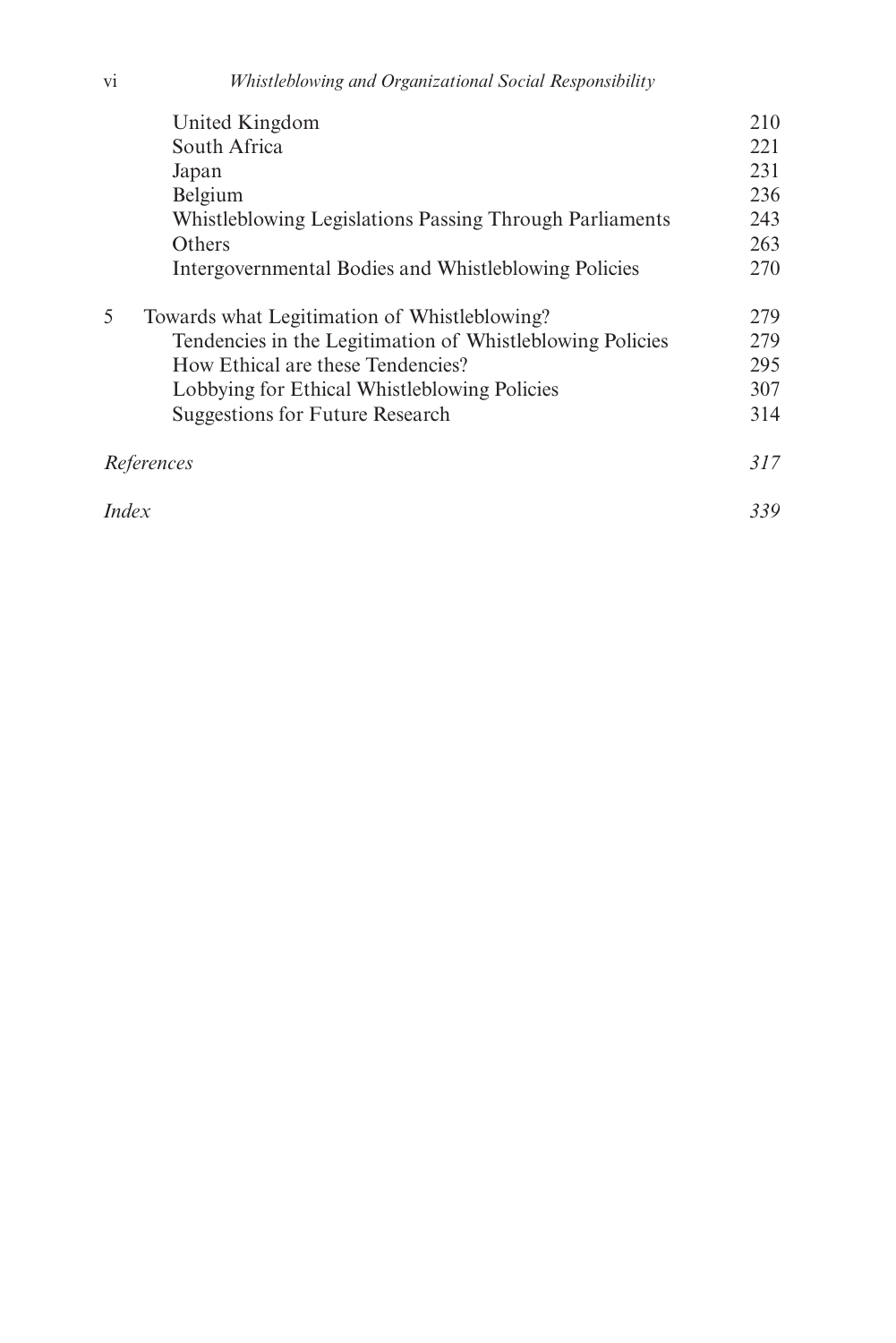| | |
|---|---|
| United Kingdom | 210 |
| South Africa | 221 |
| Japan | 231 |
| Belgium | 236 |
| Whistleblowing Legislations Passing Through Parliaments | 243 |
| Others | 263 |
| Intergovernmental Bodies and Whistleblowing Policies | 270 |
| 5 Towards what Legitimation of Whistleblowing? | 279 |
| Tendencies in the Legitimation of Whistleblowing Policies | 279 |
| How Ethical are these Tendencies? | 295 |
| Lobbying for Ethical Whistleblowing Policies | 307 |
| Suggestions for Future Research | 314 |
| *References* | *317* |
| *Index* | *339* |